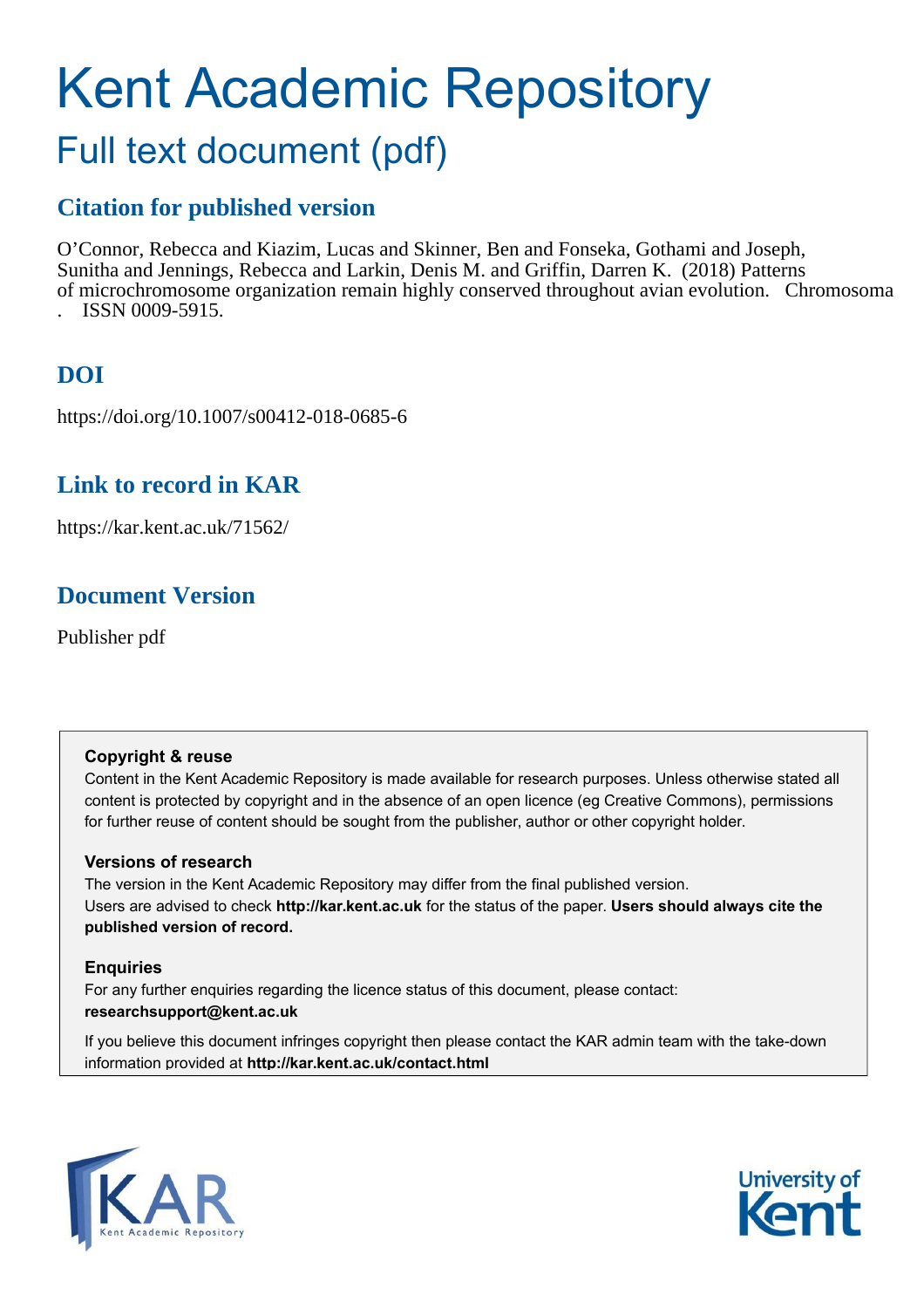# Kent Academic Repository

## Full text document (pdf)

### Citation for published version

O'Connor, Rebecca and Kiazim, Lucas and Skinner, Ben and Fonseka, Gothami and Joseph, Sunitha and Jennings, Rebecca and Larkin, Denis M. and Griffin, Darren K. (2018) Patterns of microchromosome organization remain highly conserved throughout avian evolution. Chromosoma . ISSN 0009-5915.

### DOI

https://doi.org/10.1007/s00412-018-0685-6

### Link to record in KAR

https://kar.kent.ac.uk/71562/

### Document Version

Publisher pdf

**Copyright & reuse**

Content in the Kent Academic Repository is made available for research purposes. Unless otherwise stated all content is protected by copyright and in the absence of an open licence (eg Creative Commons), permissions for further reuse of content should be sought from the publisher, author or other copyright holder.

**Versions of research**

The version in the Kent Academic Repository may differ from the final published version. Users are advised to check **http://kar.kent.ac.uk** for the status of the paper. **Users should always cite the published version of record.**

**Enquiries**

For any further enquiries regarding the licence status of this document, please contact: **researchsupport@kent.ac.uk**

If you believe this document infringes copyright then please contact the KAR admin team with the take-down information provided at **http://kar.kent.ac.uk/contact.html**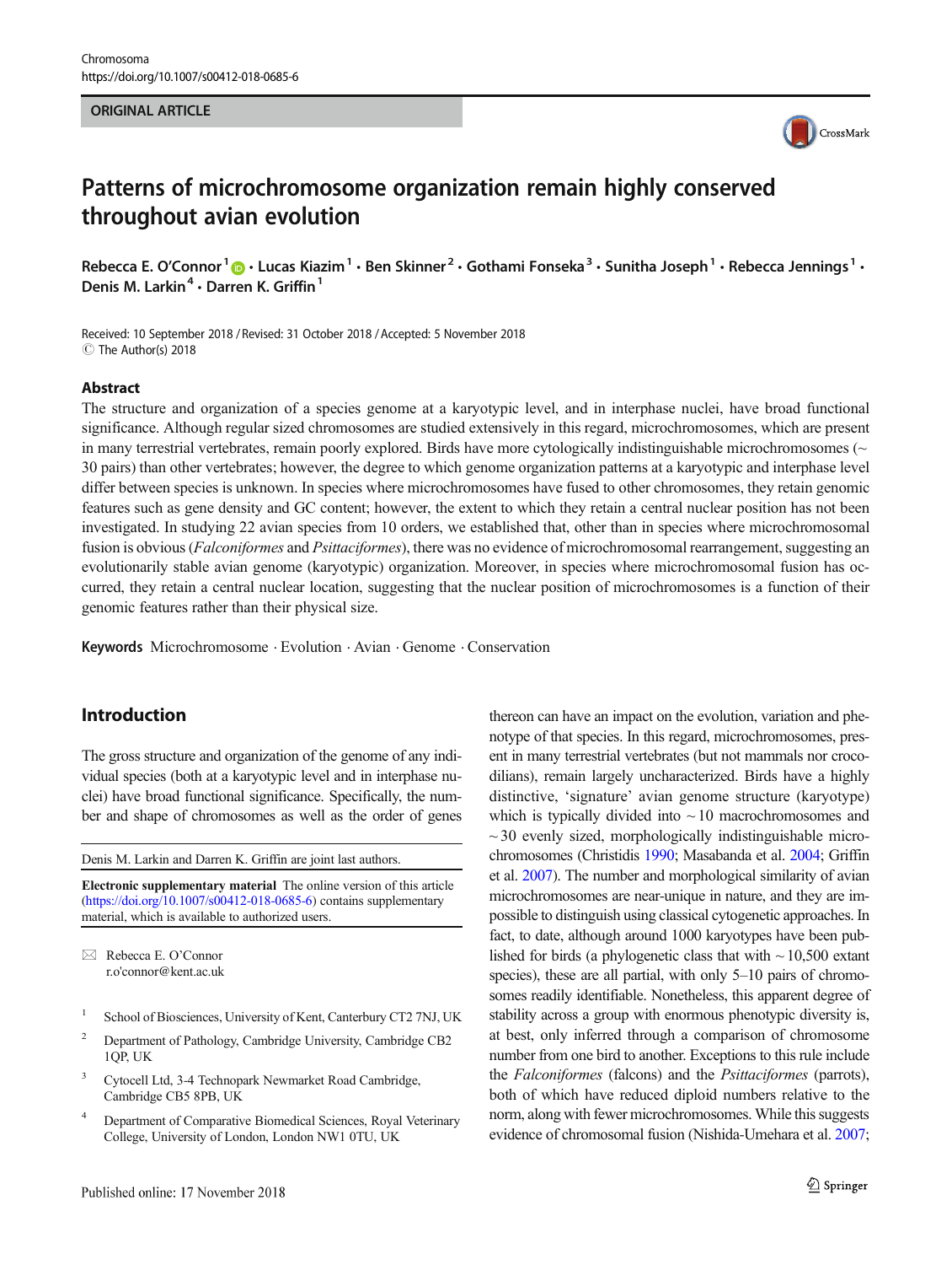# Patterns of microchromosome organization remain highly conserved throughout avian evolution

Rebecca E. O'Connor[1] · Lucas Kiazim[1] · Ben Skinner[2] · Gothami Fonseka[3] · Sunitha Joseph[1] · Rebecca Jennings[1] · Denis M. Larkin[4] · Darren K. Griffin[1]

Received: 10 September 2018 / Revised: 31 October 2018 / Accepted: 5 November 2018
© The Author(s) 2018

## Abstract

The structure and organization of a species genome at a karyotypic level, and in interphase nuclei, have broad functional significance. Although regular sized chromosomes are studied extensively in this regard, microchromosomes, which are present in many terrestrial vertebrates, remain poorly explored. Birds have more cytologically indistinguishable microchromosomes (~ 30 pairs) than other vertebrates; however, the degree to which genome organization patterns at a karyotypic and interphase level differ between species is unknown. In species where microchromosomes have fused to other chromosomes, they retain genomic features such as gene density and GC content; however, the extent to which they retain a central nuclear position has not been investigated. In studying 22 avian species from 10 orders, we established that, other than in species where microchromosomal fusion is obvious (*Falconiformes* and *Psittaciformes*), there was no evidence of microchromosomal rearrangement, suggesting an evolutionarily stable avian genome (karyotypic) organization. Moreover, in species where microchromosomal fusion has occurred, they retain a central nuclear location, suggesting that the nuclear position of microchromosomes is a function of their genomic features rather than their physical size.

**Keywords** Microchromosome · Evolution · Avian · Genome · Conservation

## Introduction

The gross structure and organization of the genome of any individual species (both at a karyotypic level and in interphase nuclei) have broad functional significance. Specifically, the number and shape of chromosomes as well as the order of genes thereon can have an impact on the evolution, variation and phenotype of that species. In this regard, microchromosomes, present in many terrestrial vertebrates (but not mammals nor crocodilians), remain largely uncharacterized. Birds have a highly distinctive, 'signature' avian genome structure (karyotype) which is typically divided into ~ 10 macrochromosomes and ~ 30 evenly sized, morphologically indistinguishable microchromosomes (Christidis 1990; Masabanda et al. 2004; Griffin et al. 2007). The number and morphological similarity of avian microchromosomes are near-unique in nature, and they are impossible to distinguish using classical cytogenetic approaches. In fact, to date, although around 1000 karyotypes have been published for birds (a phylogenetic class that with ~ 10,500 extant species), these are all partial, with only 5–10 pairs of chromosomes readily identifiable. Nonetheless, this apparent degree of stability across a group with enormous phenotypic diversity is, at best, only inferred through a comparison of chromosome number from one bird to another. Exceptions to this rule include the *Falconiformes* (falcons) and the *Psittaciformes* (parrots), both of which have reduced diploid numbers relative to the norm, along with fewer microchromosomes. While this suggests evidence of chromosomal fusion (Nishida-Umehara et al. 2007;

Denis M. Larkin and Darren K. Griffin are joint last authors.

**Electronic supplementary material** The online version of this article (https://doi.org/10.1007/s00412-018-0685-6) contains supplementary material, which is available to authorized users.

✉ Rebecca E. O'Connor
r.o'connor@kent.ac.uk

[1] School of Biosciences, University of Kent, Canterbury CT2 7NJ, UK
[2] Department of Pathology, Cambridge University, Cambridge CB2 1QP, UK
[3] Cytocell Ltd, 3-4 Technopark Newmarket Road Cambridge, Cambridge CB5 8PB, UK
[4] Department of Comparative Biomedical Sciences, Royal Veterinary College, University of London, London NW1 0TU, UK

Published online: 17 November 2018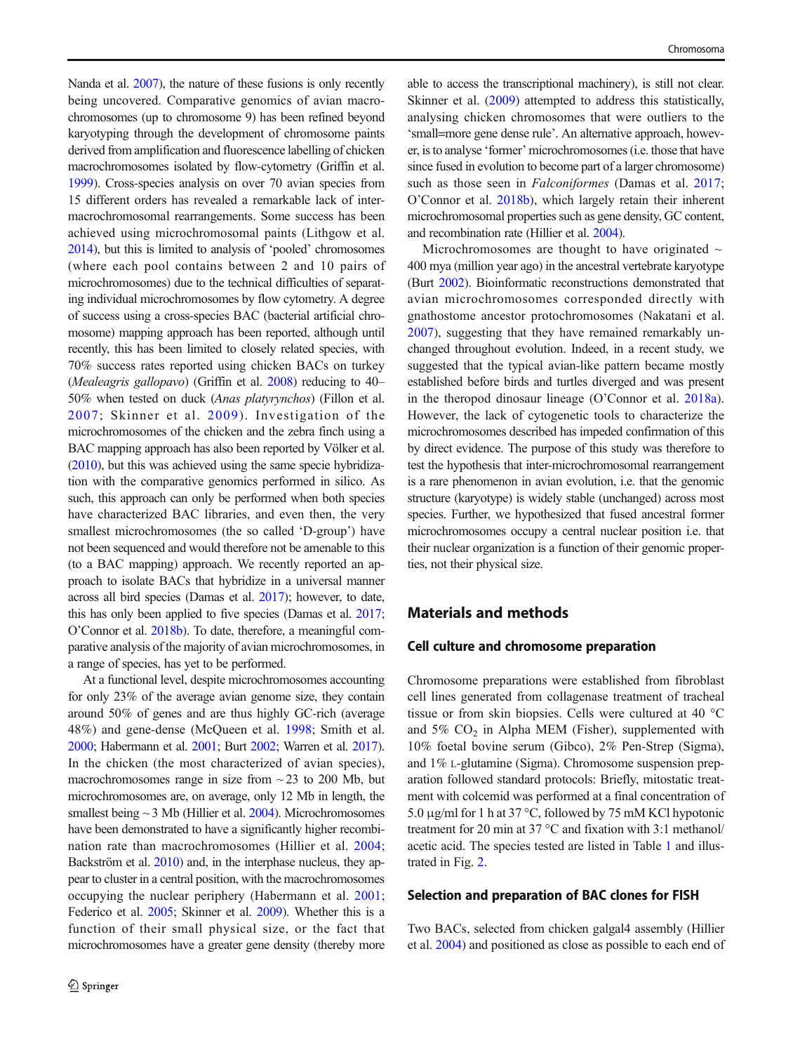Nanda et al. 2007), the nature of these fusions is only recently being uncovered. Comparative genomics of avian macrochromosomes (up to chromosome 9) has been refined beyond karyotyping through the development of chromosome paints derived from amplification and fluorescence labelling of chicken macrochromosomes isolated by flow-cytometry (Griffin et al. 1999). Cross-species analysis on over 70 avian species from 15 different orders has revealed a remarkable lack of inter-macrochromosomal rearrangements. Some success has been achieved using microchromosomal paints (Lithgow et al. 2014), but this is limited to analysis of 'pooled' chromosomes (where each pool contains between 2 and 10 pairs of microchromosomes) due to the technical difficulties of separating individual microchromosomes by flow cytometry. A degree of success using a cross-species BAC (bacterial artificial chromosome) mapping approach has been reported, although until recently, this has been limited to closely related species, with 70% success rates reported using chicken BACs on turkey (*Mealeagris gallopavo*) (Griffin et al. 2008) reducing to 40–50% when tested on duck (*Anas platyrynchos*) (Fillon et al. 2007; Skinner et al. 2009). Investigation of the microchromosomes of the chicken and the zebra finch using a BAC mapping approach has also been reported by Völker et al. (2010), but this was achieved using the same specie hybridization with the comparative genomics performed in silico. As such, this approach can only be performed when both species have characterized BAC libraries, and even then, the very smallest microchromosomes (the so called 'D-group') have not been sequenced and would therefore not be amenable to this (to a BAC mapping) approach. We recently reported an approach to isolate BACs that hybridize in a universal manner across all bird species (Damas et al. 2017); however, to date, this has only been applied to five species (Damas et al. 2017; O'Connor et al. 2018b). To date, therefore, a meaningful comparative analysis of the majority of avian microchromosomes, in a range of species, has yet to be performed.

At a functional level, despite microchromosomes accounting for only 23% of the average avian genome size, they contain around 50% of genes and are thus highly GC-rich (average 48%) and gene-dense (McQueen et al. 1998; Smith et al. 2000; Habermann et al. 2001; Burt 2002; Warren et al. 2017). In the chicken (the most characterized of avian species), macrochromosomes range in size from ~23 to 200 Mb, but microchromosomes are, on average, only 12 Mb in length, the smallest being ~3 Mb (Hillier et al. 2004). Microchromosomes have been demonstrated to have a significantly higher recombination rate than macrochromosomes (Hillier et al. 2004; Backström et al. 2010) and, in the interphase nucleus, they appear to cluster in a central position, with the macrochromosomes occupying the nuclear periphery (Habermann et al. 2001; Federico et al. 2005; Skinner et al. 2009). Whether this is a function of their small physical size, or the fact that microchromosomes have a greater gene density (thereby more able to access the transcriptional machinery), is still not clear. Skinner et al. (2009) attempted to address this statistically, analysing chicken chromosomes that were outliers to the 'small=more gene dense rule'. An alternative approach, however, is to analyse 'former' microchromosomes (i.e. those that have since fused in evolution to become part of a larger chromosome) such as those seen in *Falconiformes* (Damas et al. 2017; O'Connor et al. 2018b), which largely retain their inherent microchromosomal properties such as gene density, GC content, and recombination rate (Hillier et al. 2004).

Microchromosomes are thought to have originated ~400 mya (million year ago) in the ancestral vertebrate karyotype (Burt 2002). Bioinformatic reconstructions demonstrated that avian microchromosomes corresponded directly with gnathostome ancestor protochromosomes (Nakatani et al. 2007), suggesting that they have remained remarkably unchanged throughout evolution. Indeed, in a recent study, we suggested that the typical avian-like pattern became mostly established before birds and turtles diverged and was present in the theropod dinosaur lineage (O'Connor et al. 2018a). However, the lack of cytogenetic tools to characterize the microchromosomes described has impeded confirmation of this by direct evidence. The purpose of this study was therefore to test the hypothesis that inter-microchromosomal rearrangement is a rare phenomenon in avian evolution, i.e. that the genomic structure (karyotype) is widely stable (unchanged) across most species. Further, we hypothesized that fused ancestral former microchromosomes occupy a central nuclear position i.e. that their nuclear organization is a function of their genomic properties, not their physical size.

## Materials and methods

### Cell culture and chromosome preparation

Chromosome preparations were established from fibroblast cell lines generated from collagenase treatment of tracheal tissue or from skin biopsies. Cells were cultured at 40 °C and 5% $CO_2$ in Alpha MEM (Fisher), supplemented with 10% foetal bovine serum (Gibco), 2% Pen-Strep (Sigma), and 1% L-glutamine (Sigma). Chromosome suspension preparation followed standard protocols: Briefly, mitostatic treatment with colcemid was performed at a final concentration of 5.0 μg/ml for 1 h at 37 °C, followed by 75 mM KCl hypotonic treatment for 20 min at 37 °C and fixation with 3:1 methanol/acetic acid. The species tested are listed in Table 1 and illustrated in Fig. 2.

### Selection and preparation of BAC clones for FISH

Two BACs, selected from chicken galgal4 assembly (Hillier et al. 2004) and positioned as close as possible to each end of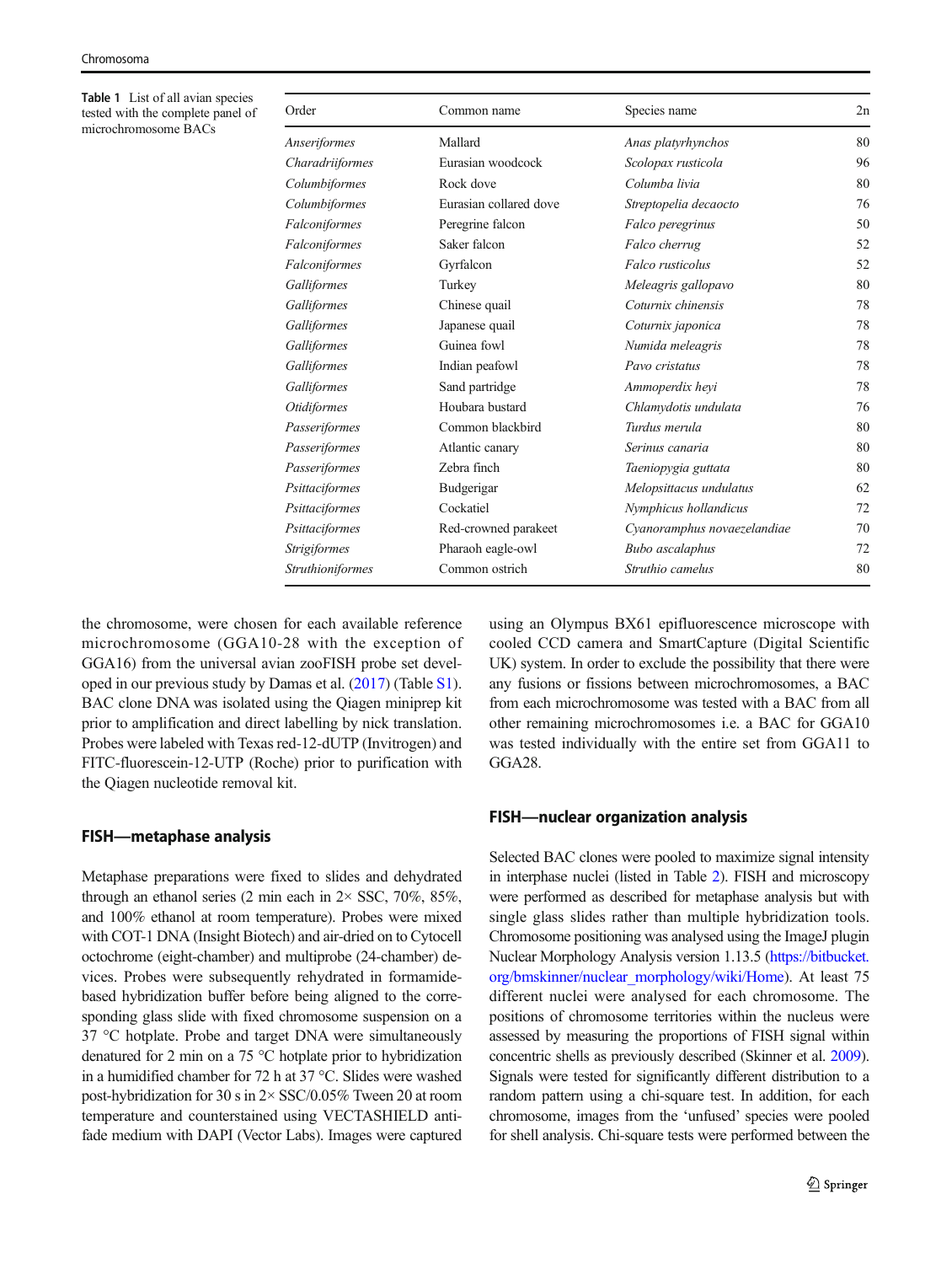**Table 1** List of all avian species tested with the complete panel of microchromosome BACs

| Order | Common name | Species name | 2n |
|---|---|---|---|
| *Anseriformes* | Mallard | *Anas platyrhynchos* | 80 |
| *Charadriiformes* | Eurasian woodcock | *Scolopax rusticola* | 96 |
| *Columbiformes* | Rock dove | *Columba livia* | 80 |
| *Columbiformes* | Eurasian collared dove | *Streptopelia decaocto* | 76 |
| *Falconiformes* | Peregrine falcon | *Falco peregrinus* | 50 |
| *Falconiformes* | Saker falcon | *Falco cherrug* | 52 |
| *Falconiformes* | Gyrfalcon | *Falco rusticolus* | 52 |
| *Galliformes* | Turkey | *Meleagris gallopavo* | 80 |
| *Galliformes* | Chinese quail | *Coturnix chinensis* | 78 |
| *Galliformes* | Japanese quail | *Coturnix japonica* | 78 |
| *Galliformes* | Guinea fowl | *Numida meleagris* | 78 |
| *Galliformes* | Indian peafowl | *Pavo cristatus* | 78 |
| *Galliformes* | Sand partridge | *Ammoperdix heyi* | 78 |
| *Otidiformes* | Houbara bustard | *Chlamydotis undulata* | 76 |
| *Passeriformes* | Common blackbird | *Turdus merula* | 80 |
| *Passeriformes* | Atlantic canary | *Serinus canaria* | 80 |
| *Passeriformes* | Zebra finch | *Taeniopygia guttata* | 80 |
| *Psittaciformes* | Budgerigar | *Melopsittacus undulatus* | 62 |
| *Psittaciformes* | Cockatiel | *Nymphicus hollandicus* | 72 |
| *Psittaciformes* | Red-crowned parakeet | *Cyanoramphus novaezelandiae* | 70 |
| *Strigiformes* | Pharaoh eagle-owl | *Bubo ascalaphus* | 72 |
| *Struthioniformes* | Common ostrich | *Struthio camelus* | 80 |

the chromosome, were chosen for each available reference microchromosome (GGA10-28 with the exception of GGA16) from the universal avian zooFISH probe set developed in our previous study by Damas et al. (2017) (Table S1). BAC clone DNA was isolated using the Qiagen miniprep kit prior to amplification and direct labelling by nick translation. Probes were labeled with Texas red-12-dUTP (Invitrogen) and FITC-fluorescein-12-UTP (Roche) prior to purification with the Qiagen nucleotide removal kit.

## FISH—metaphase analysis

Metaphase preparations were fixed to slides and dehydrated through an ethanol series (2 min each in 2× SSC, 70%, 85%, and 100% ethanol at room temperature). Probes were mixed with COT-1 DNA (Insight Biotech) and air-dried on to Cytocell octochrome (eight-chamber) and multiprobe (24-chamber) devices. Probes were subsequently rehydrated in formamide-based hybridization buffer before being aligned to the corresponding glass slide with fixed chromosome suspension on a 37 °C hotplate. Probe and target DNA were simultaneously denatured for 2 min on a 75 °C hotplate prior to hybridization in a humidified chamber for 72 h at 37 °C. Slides were washed post-hybridization for 30 s in 2× SSC/0.05% Tween 20 at room temperature and counterstained using VECTASHIELD anti-fade medium with DAPI (Vector Labs). Images were captured using an Olympus BX61 epifluorescence microscope with cooled CCD camera and SmartCapture (Digital Scientific UK) system. In order to exclude the possibility that there were any fusions or fissions between microchromosomes, a BAC from each microchromosome was tested with a BAC from all other remaining microchromosomes i.e. a BAC for GGA10 was tested individually with the entire set from GGA11 to GGA28.

## FISH—nuclear organization analysis

Selected BAC clones were pooled to maximize signal intensity in interphase nuclei (listed in Table 2). FISH and microscopy were performed as described for metaphase analysis but with single glass slides rather than multiple hybridization tools. Chromosome positioning was analysed using the ImageJ plugin Nuclear Morphology Analysis version 1.13.5 (https://bitbucket.org/bmskinner/nuclear_morphology/wiki/Home). At least 75 different nuclei were analysed for each chromosome. The positions of chromosome territories within the nucleus were assessed by measuring the proportions of FISH signal within concentric shells as previously described (Skinner et al. 2009). Signals were tested for significantly different distribution to a random pattern using a chi-square test. In addition, for each chromosome, images from the 'unfused' species were pooled for shell analysis. Chi-square tests were performed between the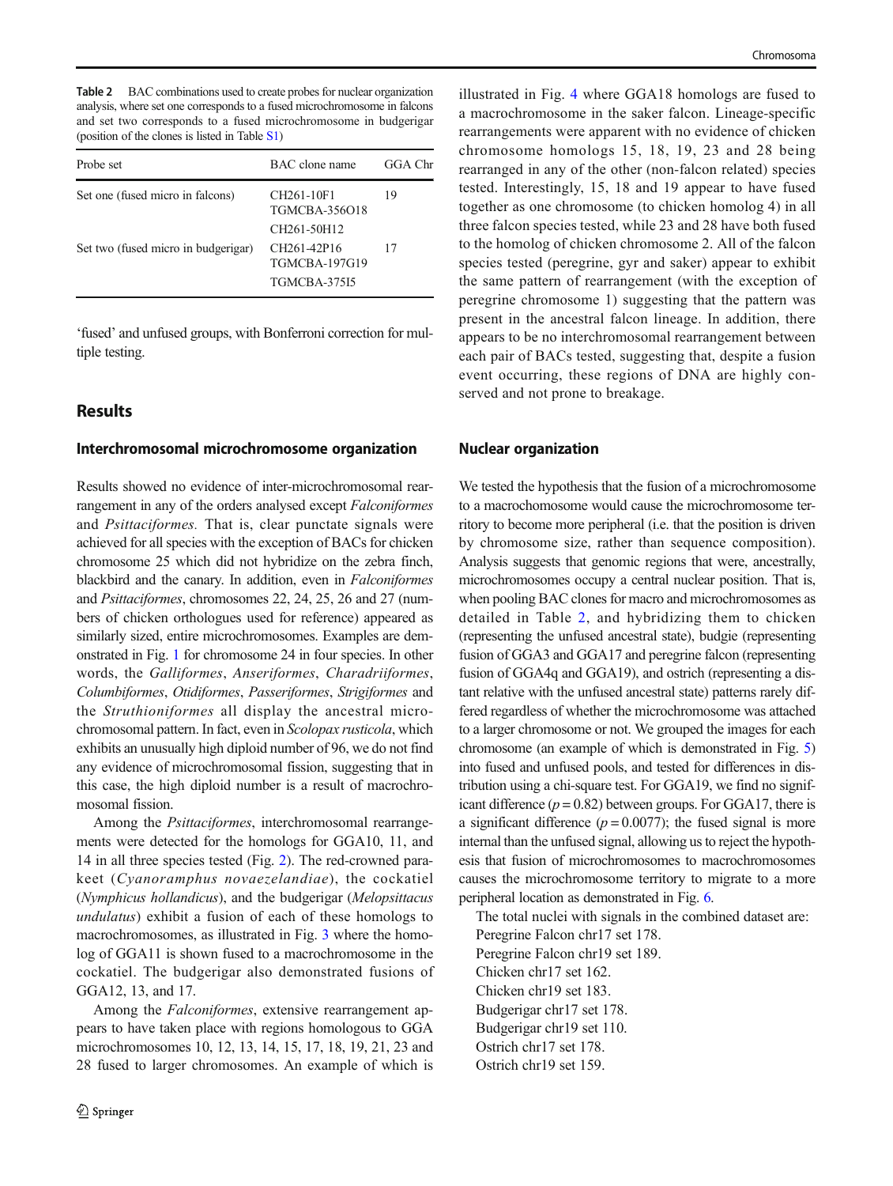**Table 2** BAC combinations used to create probes for nuclear organization analysis, where set one corresponds to a fused microchromosome in falcons and set two corresponds to a fused microchromosome in budgerigar (position of the clones is listed in Table S1)

| Probe set | BAC clone name | GGA Chr |
|---|---|---|
| Set one (fused micro in falcons) | CH261-10F1<br>TGMCBA-356O18<br>CH261-50H12 | 19 |
| Set two (fused micro in budgerigar) | CH261-42P16<br>TGMCBA-197G19<br>TGMCBA-375I5 | 17 |

'fused' and unfused groups, with Bonferroni correction for multiple testing.

## Results

### Interchromosomal microchromosome organization

Results showed no evidence of inter-microchromosomal rearrangement in any of the orders analysed except *Falconiformes* and *Psittaciformes.* That is, clear punctate signals were achieved for all species with the exception of BACs for chicken chromosome 25 which did not hybridize on the zebra finch, blackbird and the canary. In addition, even in *Falconiformes* and *Psittaciformes*, chromosomes 22, 24, 25, 26 and 27 (numbers of chicken orthologues used for reference) appeared as similarly sized, entire microchromosomes. Examples are demonstrated in Fig. 1 for chromosome 24 in four species. In other words, the *Galliformes*, *Anseriformes*, *Charadriiformes*, *Columbiformes*, *Otidiformes*, *Passeriformes*, *Strigiformes* and the *Struthioniformes* all display the ancestral microchromosomal pattern. In fact, even in *Scolopax rusticola*, which exhibits an unusually high diploid number of 96, we do not find any evidence of microchromosomal fission, suggesting that in this case, the high diploid number is a result of macrochromosomal fission.

Among the *Psittaciformes*, interchromosomal rearrangements were detected for the homologs for GGA10, 11, and 14 in all three species tested (Fig. 2). The red-crowned parakeet (*Cyanoramphus novaezelandiae*), the cockatiel (*Nymphicus hollandicus*), and the budgerigar (*Melopsittacus undulatus*) exhibit a fusion of each of these homologs to macrochromosomes, as illustrated in Fig. 3 where the homolog of GGA11 is shown fused to a macrochromosome in the cockatiel. The budgerigar also demonstrated fusions of GGA12, 13, and 17.

Among the *Falconiformes*, extensive rearrangement appears to have taken place with regions homologous to GGA microchromosomes 10, 12, 13, 14, 15, 17, 18, 19, 21, 23 and 28 fused to larger chromosomes. An example of which is illustrated in Fig. 4 where GGA18 homologs are fused to a macrochromosome in the saker falcon. Lineage-specific rearrangements were apparent with no evidence of chicken chromosome homologs 15, 18, 19, 23 and 28 being rearranged in any of the other (non-falcon related) species tested. Interestingly, 15, 18 and 19 appear to have fused together as one chromosome (to chicken homolog 4) in all three falcon species tested, while 23 and 28 have both fused to the homolog of chicken chromosome 2. All of the falcon species tested (peregrine, gyr and saker) appear to exhibit the same pattern of rearrangement (with the exception of peregrine chromosome 1) suggesting that the pattern was present in the ancestral falcon lineage. In addition, there appears to be no interchromosomal rearrangement between each pair of BACs tested, suggesting that, despite a fusion event occurring, these regions of DNA are highly conserved and not prone to breakage.

### Nuclear organization

We tested the hypothesis that the fusion of a microchromosome to a macrochomosome would cause the microchromosome territory to become more peripheral (i.e. that the position is driven by chromosome size, rather than sequence composition). Analysis suggests that genomic regions that were, ancestrally, microchromosomes occupy a central nuclear position. That is, when pooling BAC clones for macro and microchromosomes as detailed in Table 2, and hybridizing them to chicken (representing the unfused ancestral state), budgie (representing fusion of GGA3 and GGA17 and peregrine falcon (representing fusion of GGA4q and GGA19), and ostrich (representing a distant relative with the unfused ancestral state) patterns rarely differed regardless of whether the microchromosome was attached to a larger chromosome or not. We grouped the images for each chromosome (an example of which is demonstrated in Fig. 5) into fused and unfused pools, and tested for differences in distribution using a chi-square test. For GGA19, we find no significant difference ($p = 0.82$) between groups. For GGA17, there is a significant difference ($p = 0.0077$); the fused signal is more internal than the unfused signal, allowing us to reject the hypothesis that fusion of microchromosomes to macrochromosomes causes the microchromosome territory to migrate to a more peripheral location as demonstrated in Fig. 6.

The total nuclei with signals in the combined dataset are:
Peregrine Falcon chr17 set 178.
Peregrine Falcon chr19 set 189.
Chicken chr17 set 162.
Chicken chr19 set 183.
Budgerigar chr17 set 178.
Budgerigar chr19 set 110.
Ostrich chr17 set 178.
Ostrich chr19 set 159.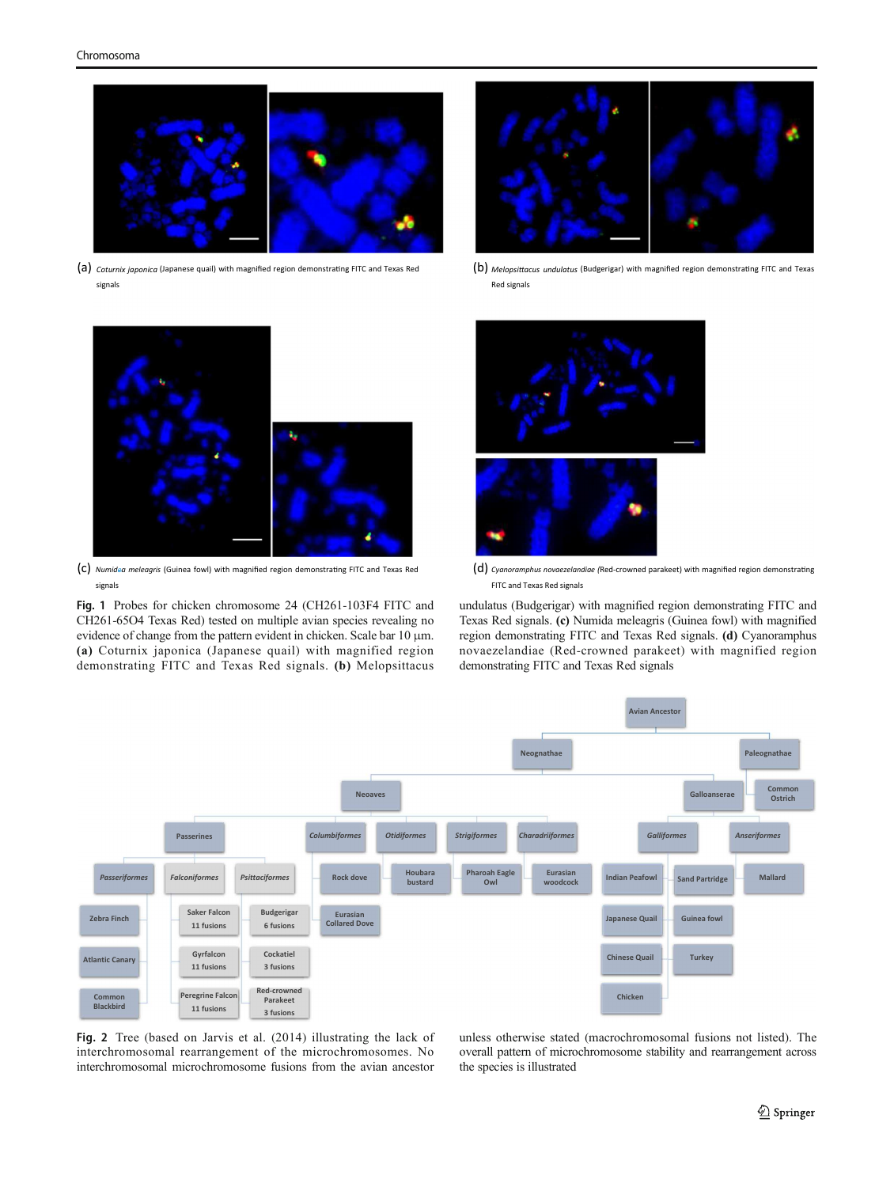(a) *Coturnix japonica* (Japanese quail) with magnified region demonstrating FITC and Texas Red signals

(b) *Melopsittacus undulatus* (Budgerigar) with magnified region demonstrating FITC and Texas Red signals

(c) *Numida meleagris* (Guinea fowl) with magnified region demonstrating FITC and Texas Red signals

(d) *Cyanoramphus novaezelandiae* (Red-crowned parakeet) with magnified region demonstrating FITC and Texas Red signals

**Fig. 1** Probes for chicken chromosome 24 (CH261-103F4 FITC and CH261-65O4 Texas Red) tested on multiple avian species revealing no evidence of change from the pattern evident in chicken. Scale bar 10 μm. **(a)** Coturnix japonica (Japanese quail) with magnified region demonstrating FITC and Texas Red signals. **(b)** Melopsittacus undulatus (Budgerigar) with magnified region demonstrating FITC and Texas Red signals. **(c)** Numida meleagris (Guinea fowl) with magnified region demonstrating FITC and Texas Red signals. **(d)** Cyanoramphus novaezelandiae (Red-crowned parakeet) with magnified region demonstrating FITC and Texas Red signals

**Fig. 2** Tree (based on Jarvis et al. (2014) illustrating the lack of interchromosomal rearrangement of the microchromosomes. No interchromosomal microchromosome fusions from the avian ancestor unless otherwise stated (macrochromosomal fusions not listed). The overall pattern of microchromosome stability and rearrangement across the species is illustrated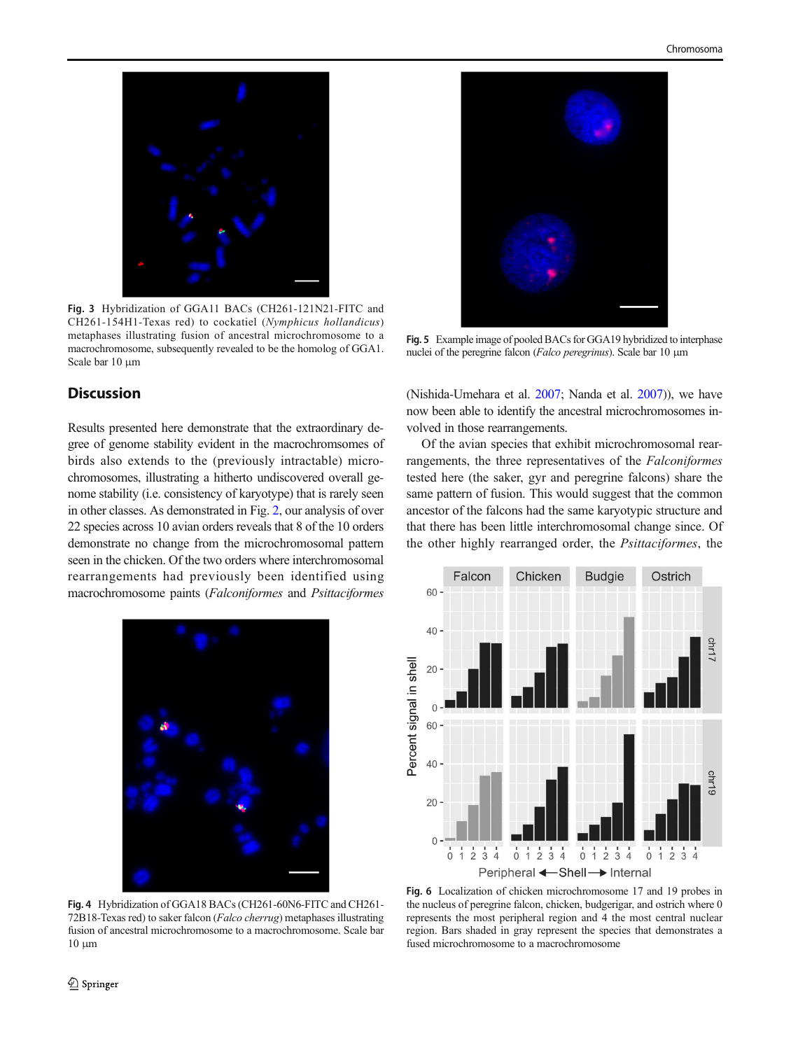Fig. 3 Hybridization of GGA11 BACs (CH261-121N21-FITC and CH261-154H1-Texas red) to cockatiel (*Nymphicus hollandicus*) metaphases illustrating fusion of ancestral microchromosome to a macrochromosome, subsequently revealed to be the homolog of GGA1. Scale bar 10 μm

Fig. 5 Example image of pooled BACs for GGA19 hybridized to interphase nuclei of the peregrine falcon (*Falco peregrinus*). Scale bar 10 μm

## Discussion

Results presented here demonstrate that the extraordinary degree of genome stability evident in the macrochromsomes of birds also extends to the (previously intractable) microchromosomes, illustrating a hitherto undiscovered overall genome stability (i.e. consistency of karyotype) that is rarely seen in other classes. As demonstrated in Fig. 2, our analysis of over 22 species across 10 avian orders reveals that 8 of the 10 orders demonstrate no change from the microchromosomal pattern seen in the chicken. Of the two orders where interchromosomal rearrangements had previously been identified using macrochromosome paints (*Falconiformes* and *Psittaciformes* (Nishida-Umehara et al. 2007; Nanda et al. 2007)), we have now been able to identify the ancestral microchromosomes involved in those rearrangements.

Of the avian species that exhibit microchromosomal rearrangements, the three representatives of the *Falconiformes* tested here (the saker, gyr and peregrine falcons) share the same pattern of fusion. This would suggest that the common ancestor of the falcons had the same karyotypic structure and that there has been little interchromosomal change since. Of the other highly rearranged order, the *Psittaciformes*, the

Fig. 4 Hybridization of GGA18 BACs (CH261-60N6-FITC and CH261-72B18-Texas red) to saker falcon (*Falco cherrug*) metaphases illustrating fusion of ancestral microchromosome to a macrochromosome. Scale bar 10 μm

Fig. 6 Localization of chicken microchromosome 17 and 19 probes in the nucleus of peregrine falcon, chicken, budgerigar, and ostrich where 0 represents the most peripheral region and 4 the most central nuclear region. Bars shaded in gray represent the species that demonstrates a fused microchromosome to a macrochromosome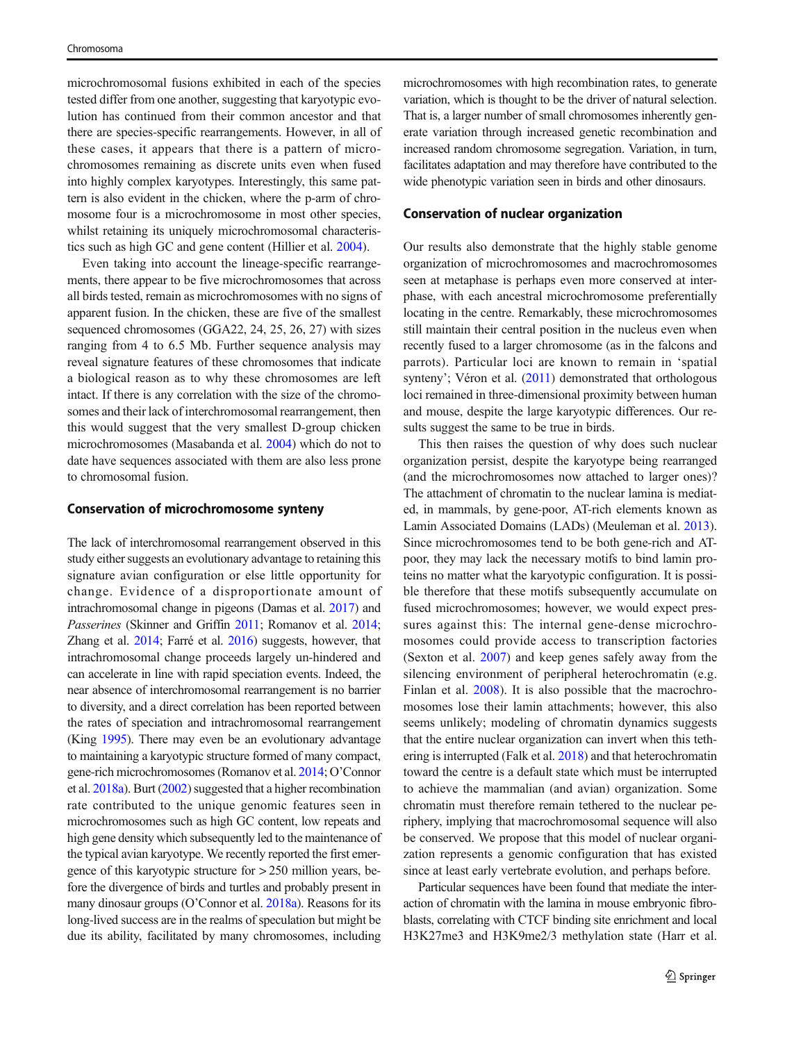microchromosomal fusions exhibited in each of the species tested differ from one another, suggesting that karyotypic evolution has continued from their common ancestor and that there are species-specific rearrangements. However, in all of these cases, it appears that there is a pattern of microchromosomes remaining as discrete units even when fused into highly complex karyotypes. Interestingly, this same pattern is also evident in the chicken, where the p-arm of chromosome four is a microchromosome in most other species, whilst retaining its uniquely microchromosomal characteristics such as high GC and gene content (Hillier et al. 2004).

Even taking into account the lineage-specific rearrangements, there appear to be five microchromosomes that across all birds tested, remain as microchromosomes with no signs of apparent fusion. In the chicken, these are five of the smallest sequenced chromosomes (GGA22, 24, 25, 26, 27) with sizes ranging from 4 to 6.5 Mb. Further sequence analysis may reveal signature features of these chromosomes that indicate a biological reason as to why these chromosomes are left intact. If there is any correlation with the size of the chromosomes and their lack of interchromosomal rearrangement, then this would suggest that the very smallest D-group chicken microchromosomes (Masabanda et al. 2004) which do not to date have sequences associated with them are also less prone to chromosomal fusion.

## Conservation of microchromosome synteny

The lack of interchromosomal rearrangement observed in this study either suggests an evolutionary advantage to retaining this signature avian configuration or else little opportunity for change. Evidence of a disproportionate amount of intrachromosomal change in pigeons (Damas et al. 2017) and *Passerines* (Skinner and Griffin 2011; Romanov et al. 2014; Zhang et al. 2014; Farré et al. 2016) suggests, however, that intrachromosomal change proceeds largely un-hindered and can accelerate in line with rapid speciation events. Indeed, the near absence of interchromosomal rearrangement is no barrier to diversity, and a direct correlation has been reported between the rates of speciation and intrachromosomal rearrangement (King 1995). There may even be an evolutionary advantage to maintaining a karyotypic structure formed of many compact, gene-rich microchromosomes (Romanov et al. 2014; O'Connor et al. 2018a). Burt (2002) suggested that a higher recombination rate contributed to the unique genomic features seen in microchromosomes such as high GC content, low repeats and high gene density which subsequently led to the maintenance of the typical avian karyotype. We recently reported the first emergence of this karyotypic structure for > 250 million years, before the divergence of birds and turtles and probably present in many dinosaur groups (O'Connor et al. 2018a). Reasons for its long-lived success are in the realms of speculation but might be due its ability, facilitated by many chromosomes, including microchromosomes with high recombination rates, to generate variation, which is thought to be the driver of natural selection. That is, a larger number of small chromosomes inherently generate variation through increased genetic recombination and increased random chromosome segregation. Variation, in turn, facilitates adaptation and may therefore have contributed to the wide phenotypic variation seen in birds and other dinosaurs.

## Conservation of nuclear organization

Our results also demonstrate that the highly stable genome organization of microchromosomes and macrochromosomes seen at metaphase is perhaps even more conserved at interphase, with each ancestral microchromosome preferentially locating in the centre. Remarkably, these microchromosomes still maintain their central position in the nucleus even when recently fused to a larger chromosome (as in the falcons and parrots). Particular loci are known to remain in 'spatial synteny'; Véron et al. (2011) demonstrated that orthologous loci remained in three-dimensional proximity between human and mouse, despite the large karyotypic differences. Our results suggest the same to be true in birds.

This then raises the question of why does such nuclear organization persist, despite the karyotype being rearranged (and the microchromosomes now attached to larger ones)? The attachment of chromatin to the nuclear lamina is mediated, in mammals, by gene-poor, AT-rich elements known as Lamin Associated Domains (LADs) (Meuleman et al. 2013). Since microchromosomes tend to be both gene-rich and AT-poor, they may lack the necessary motifs to bind lamin proteins no matter what the karyotypic configuration. It is possible therefore that these motifs subsequently accumulate on fused microchromosomes; however, we would expect pressures against this: The internal gene-dense microchromosomes could provide access to transcription factories (Sexton et al. 2007) and keep genes safely away from the silencing environment of peripheral heterochromatin (e.g. Finlan et al. 2008). It is also possible that the macrochromosomes lose their lamin attachments; however, this also seems unlikely; modeling of chromatin dynamics suggests that the entire nuclear organization can invert when this tethering is interrupted (Falk et al. 2018) and that heterochromatin toward the centre is a default state which must be interrupted to achieve the mammalian (and avian) organization. Some chromatin must therefore remain tethered to the nuclear periphery, implying that macrochromosomal sequence will also be conserved. We propose that this model of nuclear organization represents a genomic configuration that has existed since at least early vertebrate evolution, and perhaps before.

Particular sequences have been found that mediate the interaction of chromatin with the lamina in mouse embryonic fibroblasts, correlating with CTCF binding site enrichment and local H3K27me3 and H3K9me2/3 methylation state (Harr et al.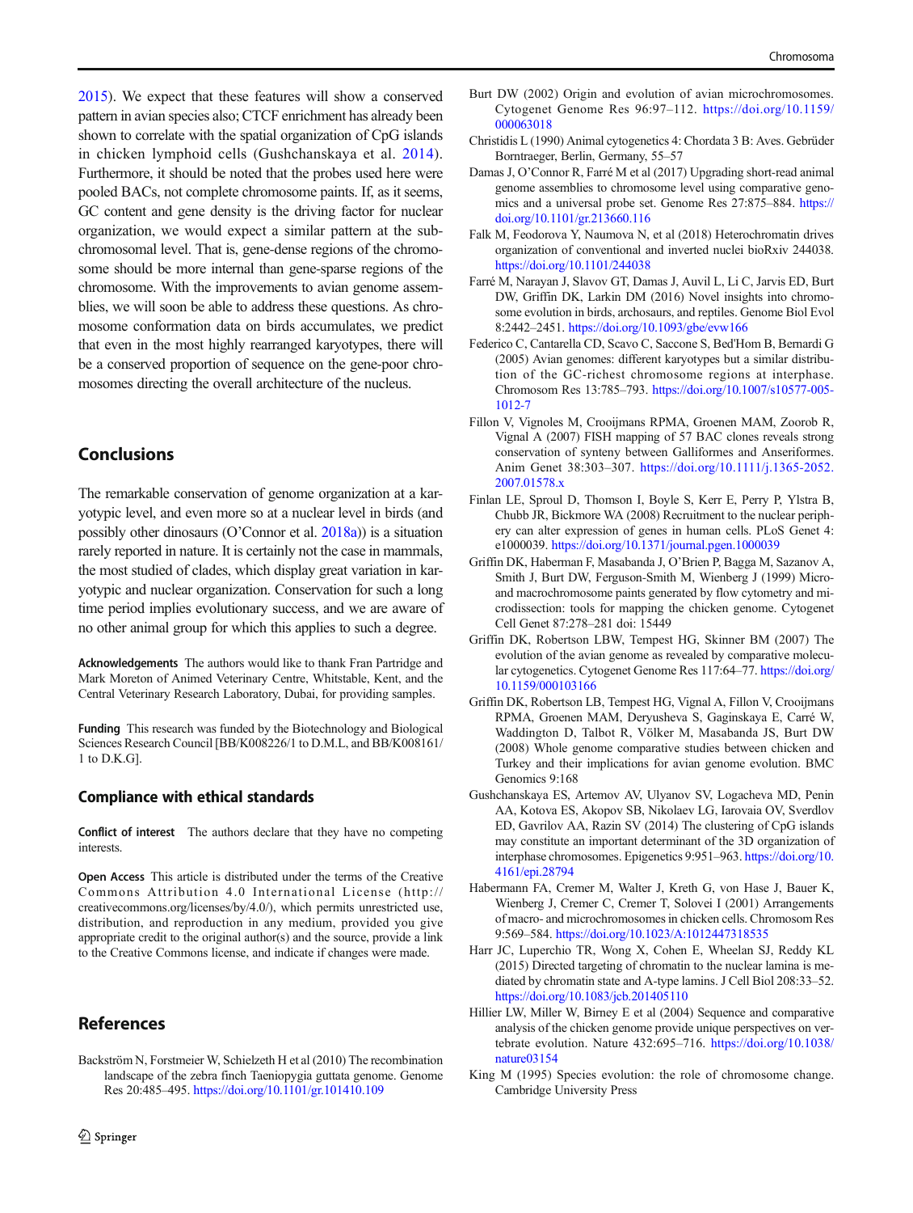2015). We expect that these features will show a conserved pattern in avian species also; CTCF enrichment has already been shown to correlate with the spatial organization of CpG islands in chicken lymphoid cells (Gushchanskaya et al. 2014). Furthermore, it should be noted that the probes used here were pooled BACs, not complete chromosome paints. If, as it seems, GC content and gene density is the driving factor for nuclear organization, we would expect a similar pattern at the sub-chromosomal level. That is, gene-dense regions of the chromosome should be more internal than gene-sparse regions of the chromosome. With the improvements to avian genome assemblies, we will soon be able to address these questions. As chromosome conformation data on birds accumulates, we predict that even in the most highly rearranged karyotypes, there will be a conserved proportion of sequence on the gene-poor chromosomes directing the overall architecture of the nucleus.

## Conclusions

The remarkable conservation of genome organization at a karyotypic level, and even more so at a nuclear level in birds (and possibly other dinosaurs (O'Connor et al. 2018a)) is a situation rarely reported in nature. It is certainly not the case in mammals, the most studied of clades, which display great variation in karyotypic and nuclear organization. Conservation for such a long time period implies evolutionary success, and we are aware of no other animal group for which this applies to such a degree.

**Acknowledgements** The authors would like to thank Fran Partridge and Mark Moreton of Animed Veterinary Centre, Whitstable, Kent, and the Central Veterinary Research Laboratory, Dubai, for providing samples.

**Funding** This research was funded by the Biotechnology and Biological Sciences Research Council [BB/K008226/1 to D.M.L, and BB/K008161/1 to D.K.G].

### Compliance with ethical standards

**Conflict of interest** The authors declare that they have no competing interests.

**Open Access** This article is distributed under the terms of the Creative Commons Attribution 4.0 International License (http://creativecommons.org/licenses/by/4.0/), which permits unrestricted use, distribution, and reproduction in any medium, provided you give appropriate credit to the original author(s) and the source, provide a link to the Creative Commons license, and indicate if changes were made.

## References

Backström N, Forstmeier W, Schielzeth H et al (2010) The recombination landscape of the zebra finch Taeniopygia guttata genome. Genome Res 20:485–495. https://doi.org/10.1101/gr.101410.109

Burt DW (2002) Origin and evolution of avian microchromosomes. Cytogenet Genome Res 96:97–112. https://doi.org/10.1159/000063018

Christidis L (1990) Animal cytogenetics 4: Chordata 3 B: Aves. Gebrüder Borntraeger, Berlin, Germany, 55–57

Damas J, O'Connor R, Farré M et al (2017) Upgrading short-read animal genome assemblies to chromosome level using comparative genomics and a universal probe set. Genome Res 27:875–884. https://doi.org/10.1101/gr.213660.116

Falk M, Feodorova Y, Naumova N, et al (2018) Heterochromatin drives organization of conventional and inverted nuclei bioRxiv 244038. https://doi.org/10.1101/244038

Farré M, Narayan J, Slavov GT, Damas J, Auvil L, Li C, Jarvis ED, Burt DW, Griffin DK, Larkin DM (2016) Novel insights into chromosome evolution in birds, archosaurs, and reptiles. Genome Biol Evol 8:2442–2451. https://doi.org/10.1093/gbe/evw166

Federico C, Cantarella CD, Scavo C, Saccone S, Bed'Hom B, Bernardi G (2005) Avian genomes: different karyotypes but a similar distribution of the GC-richest chromosome regions at interphase. Chromosom Res 13:785–793. https://doi.org/10.1007/s10577-005-1012-7

Fillon V, Vignoles M, Crooijmans RPMA, Groenen MAM, Zoorob R, Vignal A (2007) FISH mapping of 57 BAC clones reveals strong conservation of synteny between Galliformes and Anseriformes. Anim Genet 38:303–307. https://doi.org/10.1111/j.1365-2052.2007.01578.x

Finlan LE, Sproul D, Thomson I, Boyle S, Kerr E, Perry P, Ylstra B, Chubb JR, Bickmore WA (2008) Recruitment to the nuclear periphery can alter expression of genes in human cells. PLoS Genet 4: e1000039. https://doi.org/10.1371/journal.pgen.1000039

Griffin DK, Haberman F, Masabanda J, O'Brien P, Bagga M, Sazanov A, Smith J, Burt DW, Ferguson-Smith M, Wienberg J (1999) Micro- and macrochromosome paints generated by flow cytometry and microdissection: tools for mapping the chicken genome. Cytogenet Cell Genet 87:278–281 doi: 15449

Griffin DK, Robertson LBW, Tempest HG, Skinner BM (2007) The evolution of the avian genome as revealed by comparative molecular cytogenetics. Cytogenet Genome Res 117:64–77. https://doi.org/10.1159/000103166

Griffin DK, Robertson LB, Tempest HG, Vignal A, Fillon V, Crooijmans RPMA, Groenen MAM, Deryusheva S, Gaginskaya E, Carré W, Waddington D, Talbot R, Völker M, Masabanda JS, Burt DW (2008) Whole genome comparative studies between chicken and Turkey and their implications for avian genome evolution. BMC Genomics 9:168

Gushchanskaya ES, Artemov AV, Ulyanov SV, Logacheva MD, Penin AA, Kotova ES, Akopov SB, Nikolaev LG, Iarovaia OV, Sverdlov ED, Gavrilov AA, Razin SV (2014) The clustering of CpG islands may constitute an important determinant of the 3D organization of interphase chromosomes. Epigenetics 9:951–963. https://doi.org/10.4161/epi.28794

Habermann FA, Cremer M, Walter J, Kreth G, von Hase J, Bauer K, Wienberg J, Cremer C, Cremer T, Solovei I (2001) Arrangements of macro- and microchromosomes in chicken cells. Chromosom Res 9:569–584. https://doi.org/10.1023/A:1012447318535

Harr JC, Luperchio TR, Wong X, Cohen E, Wheelan SJ, Reddy KL (2015) Directed targeting of chromatin to the nuclear lamina is mediated by chromatin state and A-type lamins. J Cell Biol 208:33–52. https://doi.org/10.1083/jcb.201405110

Hillier LW, Miller W, Birney E et al (2004) Sequence and comparative analysis of the chicken genome provide unique perspectives on vertebrate evolution. Nature 432:695–716. https://doi.org/10.1038/nature03154

King M (1995) Species evolution: the role of chromosome change. Cambridge University Press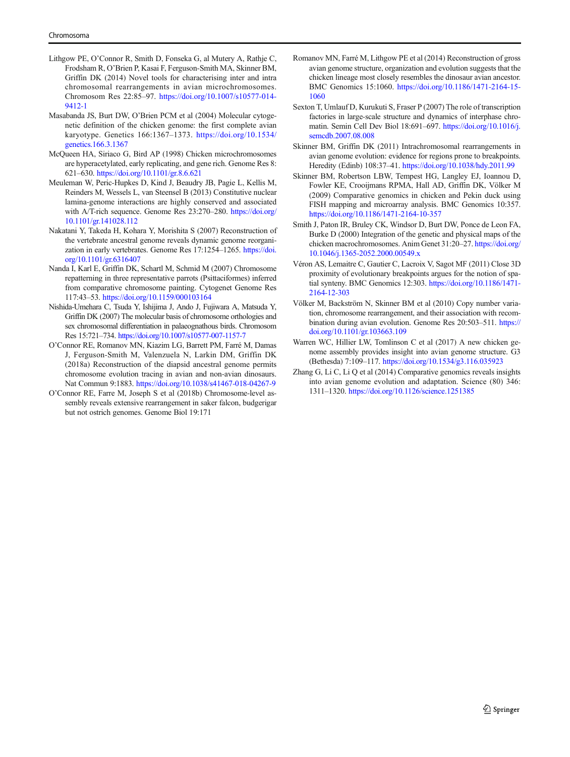Lithgow PE, O'Connor R, Smith D, Fonseka G, al Mutery A, Rathje C, Frodsham R, O'Brien P, Kasai F, Ferguson-Smith MA, Skinner BM, Griffin DK (2014) Novel tools for characterising inter and intra chromosomal rearrangements in avian microchromosomes. Chromosom Res 22:85–97. https://doi.org/10.1007/s10577-014-9412-1

Masabanda JS, Burt DW, O'Brien PCM et al (2004) Molecular cytogenetic definition of the chicken genome: the first complete avian karyotype. Genetics 166:1367–1373. https://doi.org/10.1534/genetics.166.3.1367

McQueen HA, Siriaco G, Bird AP (1998) Chicken microchromosomes are hyperacetylated, early replicating, and gene rich. Genome Res 8:621–630. https://doi.org/10.1101/gr.8.6.621

Meuleman W, Peric-Hupkes D, Kind J, Beaudry JB, Pagie L, Kellis M, Reinders M, Wessels L, van Steensel B (2013) Constitutive nuclear lamina-genome interactions are highly conserved and associated with A/T-rich sequence. Genome Res 23:270–280. https://doi.org/10.1101/gr.141028.112

Nakatani Y, Takeda H, Kohara Y, Morishita S (2007) Reconstruction of the vertebrate ancestral genome reveals dynamic genome reorganization in early vertebrates. Genome Res 17:1254–1265. https://doi.org/10.1101/gr.6316407

Nanda I, Karl E, Griffin DK, Schartl M, Schmid M (2007) Chromosome repatterning in three representative parrots (Psittaciformes) inferred from comparative chromosome painting. Cytogenet Genome Res 117:43–53. https://doi.org/10.1159/000103164

Nishida-Umehara C, Tsuda Y, Ishijima J, Ando J, Fujiwara A, Matsuda Y, Griffin DK (2007) The molecular basis of chromosome orthologies and sex chromosomal differentiation in palaeognathous birds. Chromosom Res 15:721–734. https://doi.org/10.1007/s10577-007-1157-7

O'Connor RE, Romanov MN, Kiazim LG, Barrett PM, Farré M, Damas J, Ferguson-Smith M, Valenzuela N, Larkin DM, Griffin DK (2018a) Reconstruction of the diapsid ancestral genome permits chromosome evolution tracing in avian and non-avian dinosaurs. Nat Commun 9:1883. https://doi.org/10.1038/s41467-018-04267-9

O'Connor RE, Farre M, Joseph S et al (2018b) Chromosome-level assembly reveals extensive rearrangement in saker falcon, budgerigar but not ostrich genomes. Genome Biol 19:171

Romanov MN, Farré M, Lithgow PE et al (2014) Reconstruction of gross avian genome structure, organization and evolution suggests that the chicken lineage most closely resembles the dinosaur avian ancestor. BMC Genomics 15:1060. https://doi.org/10.1186/1471-2164-15-1060

Sexton T, Umlauf D, Kurukuti S, Fraser P (2007) The role of transcription factories in large-scale structure and dynamics of interphase chromatin. Semin Cell Dev Biol 18:691–697. https://doi.org/10.1016/j.semcdb.2007.08.008

Skinner BM, Griffin DK (2011) Intrachromosomal rearrangements in avian genome evolution: evidence for regions prone to breakpoints. Heredity (Edinb) 108:37–41. https://doi.org/10.1038/hdy.2011.99

Skinner BM, Robertson LBW, Tempest HG, Langley EJ, Ioannou D, Fowler KE, Crooijmans RPMA, Hall AD, Griffin DK, Völker M (2009) Comparative genomics in chicken and Pekin duck using FISH mapping and microarray analysis. BMC Genomics 10:357. https://doi.org/10.1186/1471-2164-10-357

Smith J, Paton IR, Bruley CK, Windsor D, Burt DW, Ponce de Leon FA, Burke D (2000) Integration of the genetic and physical maps of the chicken macrochromosomes. Anim Genet 31:20–27. https://doi.org/10.1046/j.1365-2052.2000.00549.x

Véron AS, Lemaitre C, Gautier C, Lacroix V, Sagot MF (2011) Close 3D proximity of evolutionary breakpoints argues for the notion of spatial synteny. BMC Genomics 12:303. https://doi.org/10.1186/1471-2164-12-303

Völker M, Backström N, Skinner BM et al (2010) Copy number variation, chromosome rearrangement, and their association with recombination during avian evolution. Genome Res 20:503–511. https://doi.org/10.1101/gr.103663.109

Warren WC, Hillier LW, Tomlinson C et al (2017) A new chicken genome assembly provides insight into avian genome structure. G3 (Bethesda) 7:109–117. https://doi.org/10.1534/g3.116.035923

Zhang G, Li C, Li Q et al (2014) Comparative genomics reveals insights into avian genome evolution and adaptation. Science (80) 346:1311–1320. https://doi.org/10.1126/science.1251385